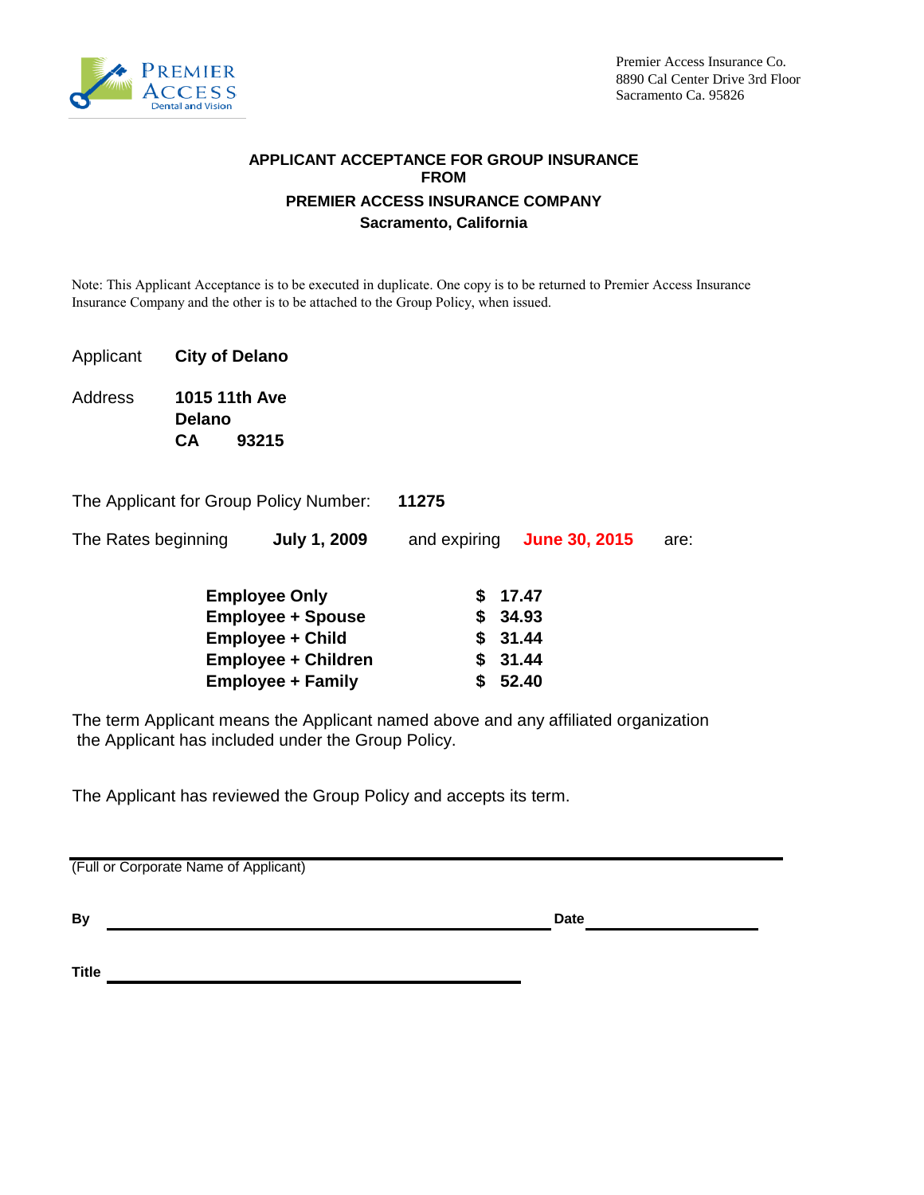Premier Access Insurance Co.
8890 Cal Center Drive 3rd Floor
Sacramento Ca. 95826

## APPLICANT ACCEPTANCE FOR GROUP INSURANCE FROM

## PREMIER ACCESS INSURANCE COMPANY

### Sacramento, California

Note: This Applicant Acceptance is to be executed in duplicate. One copy is to be returned to Premier Access Insurance Insurance Company and the other is to be attached to the Group Policy, when issued.

Applicant **City of Delano**

Address **1015 11th Ave**
**Delano**
**CA 93215**

The Applicant for Group Policy Number: **11275**

The Rates beginning **July 1, 2009** and expiring **June 30, 2015** are:

| | |
|---|---|
| **Employee Only** | **$ 17.47** |
| **Employee + Spouse** | **$ 34.93** |
| **Employee + Child** | **$ 31.44** |
| **Employee + Children** | **$ 31.44** |
| **Employee + Family** | **$ 52.40** |

The term Applicant means the Applicant named above and any affiliated organization the Applicant has included under the Group Policy.

The Applicant has reviewed the Group Policy and accepts its term.

\_\_\_\_\_\_\_\_\_\_\_\_\_\_\_\_\_\_\_\_\_\_\_\_\_\_\_\_\_\_\_\_\_\_\_\_\_\_\_\_
(Full or Corporate Name of Applicant)

**By** \_\_\_\_\_\_\_\_\_\_\_\_\_\_\_\_\_\_\_\_\_\_\_\_\_\_\_\_\_\_ **Date** \_\_\_\_\_\_\_\_\_\_\_\_\_\_

**Title** \_\_\_\_\_\_\_\_\_\_\_\_\_\_\_\_\_\_\_\_\_\_\_\_\_\_\_\_\_\_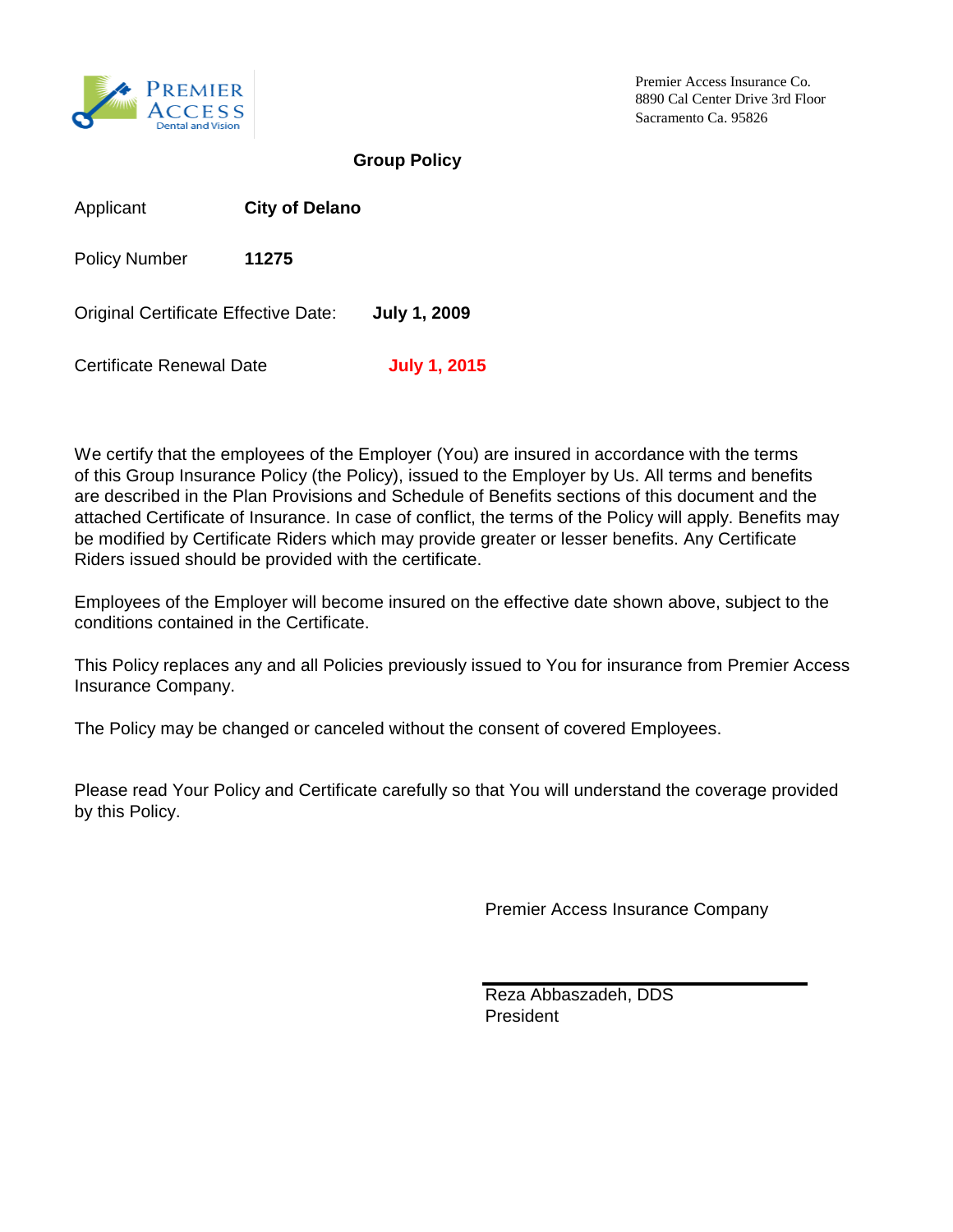Premier Access Insurance Co.
8890 Cal Center Drive 3rd Floor
Sacramento Ca. 95826

## Group Policy

Applicant **City of Delano**

Policy Number **11275**

Original Certificate Effective Date: **July 1, 2009**

Certificate Renewal Date **July 1, 2015**

We certify that the employees of the Employer (You) are insured in accordance with the terms of this Group Insurance Policy (the Policy), issued to the Employer by Us. All terms and benefits are described in the Plan Provisions and Schedule of Benefits sections of this document and the attached Certificate of Insurance. In case of conflict, the terms of the Policy will apply. Benefits may be modified by Certificate Riders which may provide greater or lesser benefits. Any Certificate Riders issued should be provided with the certificate.

Employees of the Employer will become insured on the effective date shown above, subject to the conditions contained in the Certificate.

This Policy replaces any and all Policies previously issued to You for insurance from Premier Access Insurance Company.

The Policy may be changed or canceled without the consent of covered Employees.

Please read Your Policy and Certificate carefully so that You will understand the coverage provided by this Policy.

Premier Access Insurance Company

Reza Abbaszadeh, DDS
President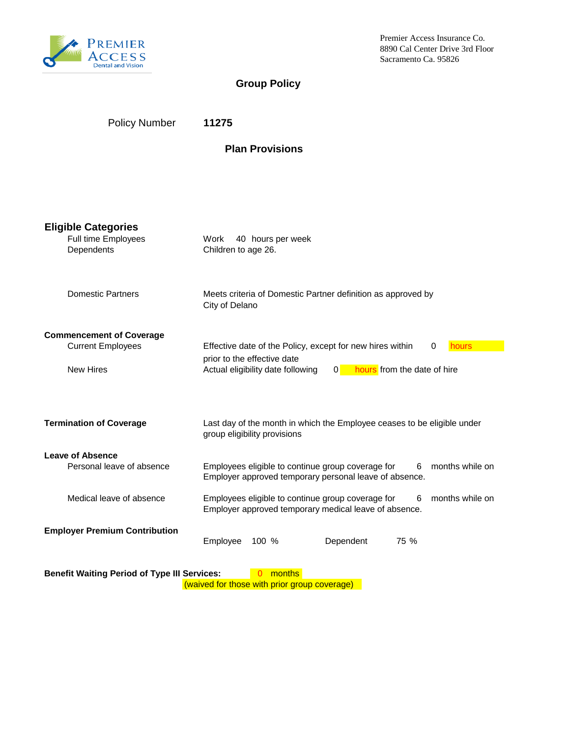Premier Access Insurance Co.
8890 Cal Center Drive 3rd Floor
Sacramento Ca. 95826

# Group Policy

Policy Number **11275**

## Plan Provisions

### Eligible Categories

| | |
|---|---|
| Full time Employees | Work 40 hours per week |
| Dependents | Children to age 26. |
| Domestic Partners | Meets criteria of Domestic Partner definition as approved by City of Delano |

**Commencement of Coverage**

| | |
|---|---|
| Current Employees | Effective date of the Policy, except for new hires within 0 hours prior to the effective date |
| New Hires | Actual eligibility date following 0 hours from the date of hire |

| | |
|---|---|
| **Termination of Coverage** | Last day of the month in which the Employee ceases to be eligible under group eligibility provisions |

**Leave of Absence**

| | |
|---|---|
| Personal leave of absence | Employees eligible to continue group coverage for 6 months while on Employer approved temporary personal leave of absence. |
| Medical leave of absence | Employees eligible to continue group coverage for 6 months while on Employer approved temporary medical leave of absence. |

**Employer Premium Contribution**

Employee 100 % Dependent 75 %

**Benefit Waiting Period of Type III Services:** 0 months
(waived for those with prior group coverage)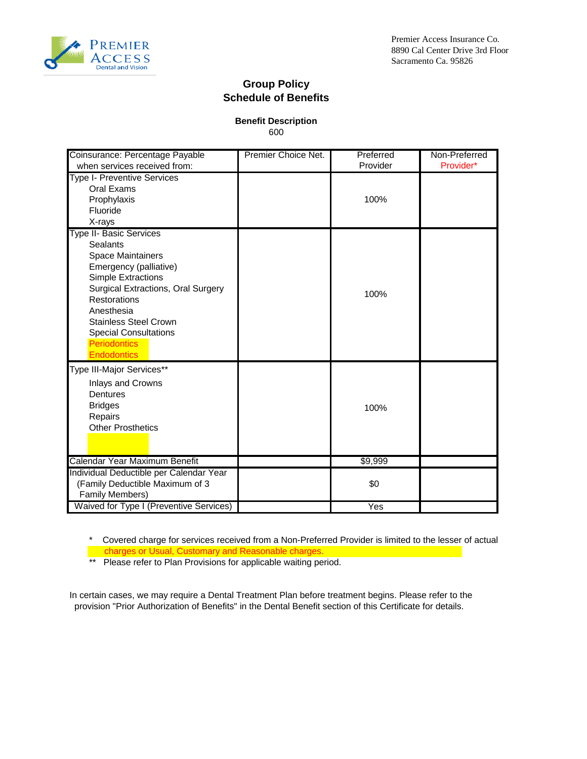Premier Access Insurance Co.
8890 Cal Center Drive 3rd Floor
Sacramento Ca. 95826

# Group Policy
# Schedule of Benefits

**Benefit Description**
600

| Coinsurance: Percentage Payable when services received from: | Premier Choice Net. | Preferred Provider | Non-Preferred Provider* |
|---|---|---|---|
| Type I- Preventive Services<br>Oral Exams<br>Prophylaxis<br>Fluoride<br>X-rays | | 100% | |
| Type II- Basic Services<br>Sealants<br>Space Maintainers<br>Emergency (palliative)<br>Simple Extractions<br>Surgical Extractions, Oral Surgery<br>Restorations<br>Anesthesia<br>Stainless Steel Crown<br>Special Consultations<br>Periodontics<br>Endodontics | | 100% | |
| Type III-Major Services**<br>Inlays and Crowns<br>Dentures<br>Bridges<br>Repairs<br>Other Prosthetics | | 100% | |
| Calendar Year Maximum Benefit | | $9,999 | |
| Individual Deductible per Calendar Year (Family Deductible Maximum of 3 Family Members) | | $0 | |
| Waived for Type I (Preventive Services) | | Yes | |

\* Covered charge for services received from a Non-Preferred Provider is limited to the lesser of actual charges or Usual, Customary and Reasonable charges.

** Please refer to Plan Provisions for applicable waiting period.

In certain cases, we may require a Dental Treatment Plan before treatment begins. Please refer to the provision "Prior Authorization of Benefits" in the Dental Benefit section of this Certificate for details.